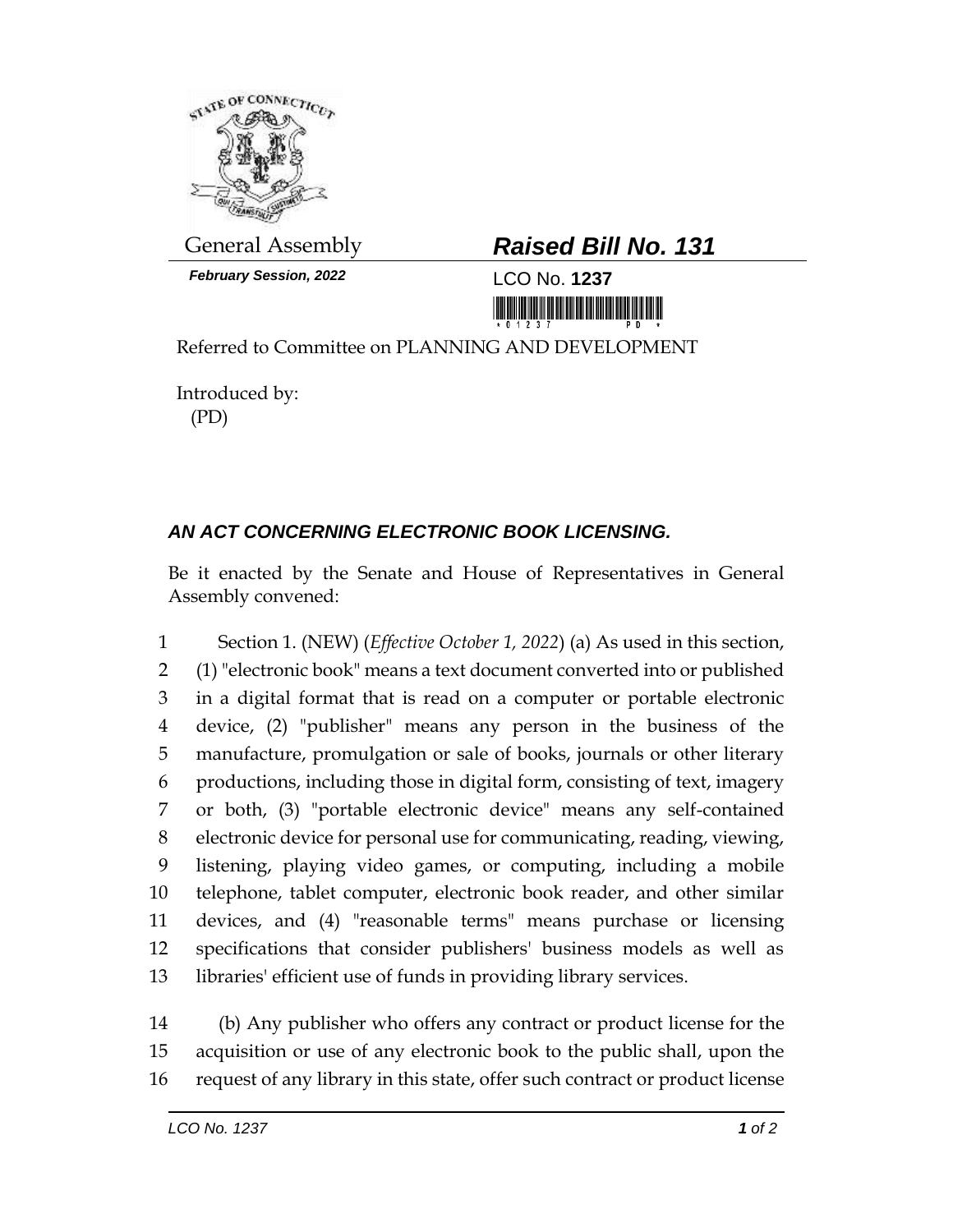General Assembly

***February Session, 2022***

# ***Raised Bill No. 131***

LCO No. **1237**

Referred to Committee on PLANNING AND DEVELOPMENT

Introduced by:
(PD)

## ***AN ACT CONCERNING ELECTRONIC BOOK LICENSING.***

Be it enacted by the Senate and House of Representatives in General Assembly convened:

1 Section 1. (NEW) (*Effective October 1, 2022*) (a) As used in this section,
2 (1) "electronic book" means a text document converted into or published
3 in a digital format that is read on a computer or portable electronic
4 device, (2) "publisher" means any person in the business of the
5 manufacture, promulgation or sale of books, journals or other literary
6 productions, including those in digital form, consisting of text, imagery
7 or both, (3) "portable electronic device" means any self-contained
8 electronic device for personal use for communicating, reading, viewing,
9 listening, playing video games, or computing, including a mobile
10 telephone, tablet computer, electronic book reader, and other similar
11 devices, and (4) "reasonable terms" means purchase or licensing
12 specifications that consider publishers' business models as well as
13 libraries' efficient use of funds in providing library services.

14 (b) Any publisher who offers any contract or product license for the
15 acquisition or use of any electronic book to the public shall, upon the
16 request of any library in this state, offer such contract or product license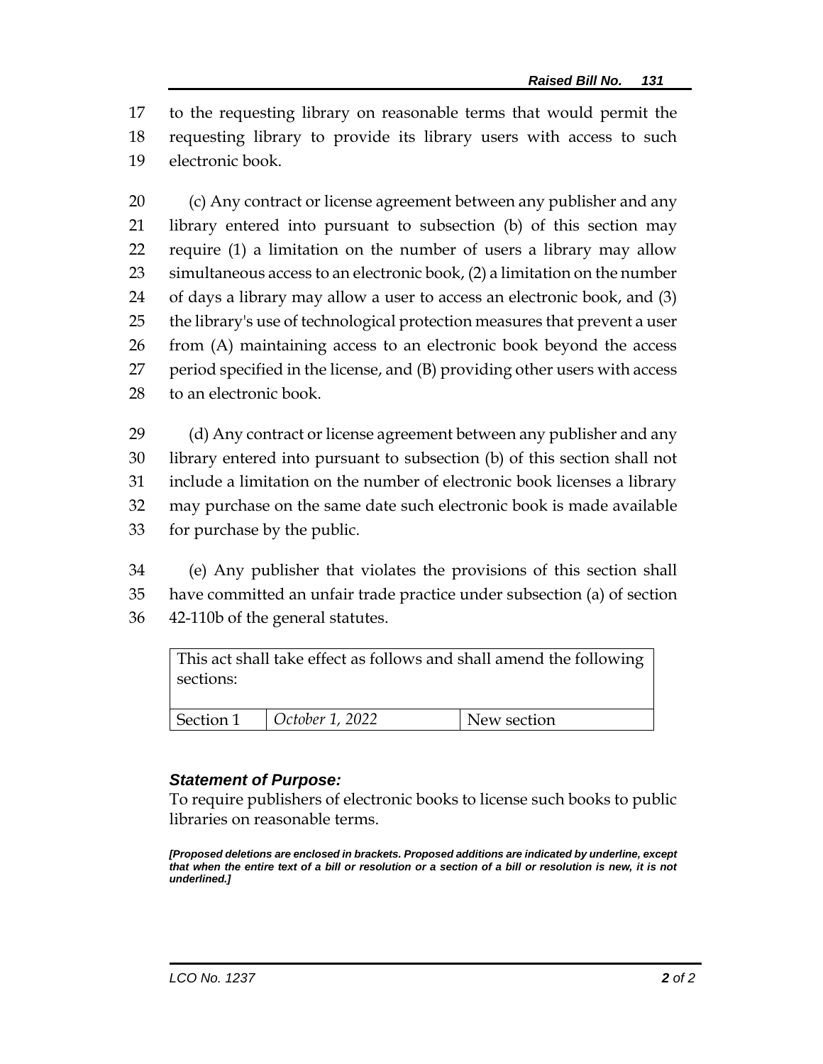to the requesting library on reasonable terms that would permit the requesting library to provide its library users with access to such electronic book.

(c) Any contract or license agreement between any publisher and any library entered into pursuant to subsection (b) of this section may require (1) a limitation on the number of users a library may allow simultaneous access to an electronic book, (2) a limitation on the number of days a library may allow a user to access an electronic book, and (3) the library's use of technological protection measures that prevent a user from (A) maintaining access to an electronic book beyond the access period specified in the license, and (B) providing other users with access to an electronic book.

(d) Any contract or license agreement between any publisher and any library entered into pursuant to subsection (b) of this section shall not include a limitation on the number of electronic book licenses a library may purchase on the same date such electronic book is made available for purchase by the public.

(e) Any publisher that violates the provisions of this section shall have committed an unfair trade practice under subsection (a) of section 42-110b of the general statutes.

| This act shall take effect as follows and shall amend the following sections: | | |
|---|---|---|
| Section 1 | *October 1, 2022* | New section |

### *Statement of Purpose:*

To require publishers of electronic books to license such books to public libraries on reasonable terms.

***[Proposed deletions are enclosed in brackets. Proposed additions are indicated by underline, except that when the entire text of a bill or resolution or a section of a bill or resolution is new, it is not underlined.]***